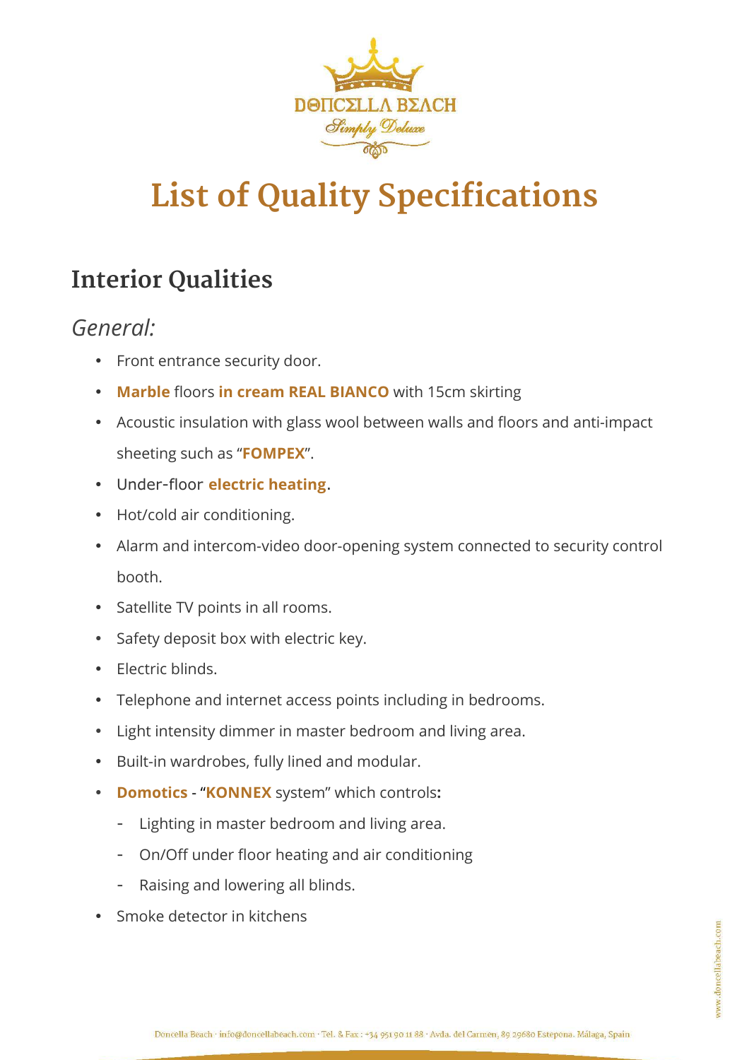# List of Quality Specifications

## Interior Qualities

### *General:*

- Front entrance security door.
- **Marble** floors **in cream REAL BIANCO** with 15cm skirting
- Acoustic insulation with glass wool between walls and floors and anti-impact sheeting such as "**FOMPEX**".
- Under-floor **electric heating**.
- Hot/cold air conditioning.
- Alarm and intercom-video door-opening system connected to security control booth.
- Satellite TV points in all rooms.
- Safety deposit box with electric key.
- Electric blinds.
- Telephone and internet access points including in bedrooms.
- Light intensity dimmer in master bedroom and living area.
- Built-in wardrobes, fully lined and modular.
- **Domotics** - "**KONNEX** system" which controls**:**
  - Lighting in master bedroom and living area.
  - On/Off under floor heating and air conditioning
  - Raising and lowering all blinds.
- Smoke detector in kitchens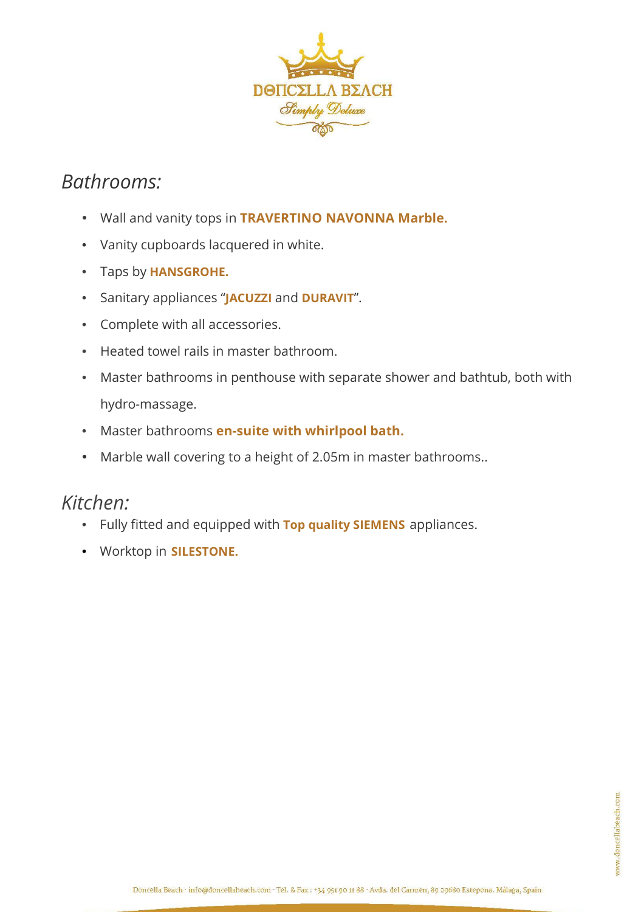## *Bathrooms:*

- Wall and vanity tops in **TRAVERTINO NAVONNA Marble.**
- Vanity cupboards lacquered in white.
- Taps by **HANSGROHE.**
- Sanitary appliances "**JACUZZI** and **DURAVIT**".
- Complete with all accessories.
- Heated towel rails in master bathroom.
- Master bathrooms in penthouse with separate shower and bathtub, both with hydro-massage.
- Master bathrooms **en-suite with whirlpool bath.**
- Marble wall covering to a height of 2.05m in master bathrooms..

## *Kitchen:*

- Fully fitted and equipped with **Top quality SIEMENS** appliances.
- Worktop in **SILESTONE.**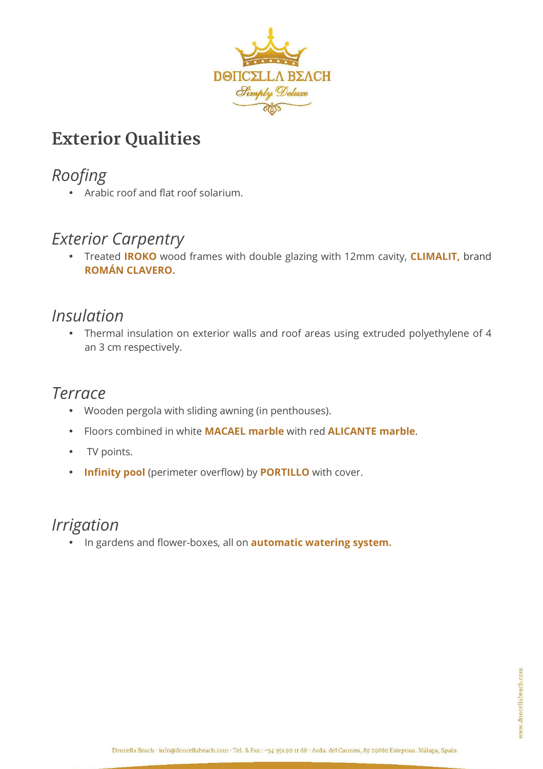# Exterior Qualities

## *Roofing*

- Arabic roof and flat roof solarium.

## *Exterior Carpentry*

- Treated **IROKO** wood frames with double glazing with 12mm cavity, **CLIMALIT,** brand **ROMÁN CLAVERO.**

## *Insulation*

- Thermal insulation on exterior walls and roof areas using extruded polyethylene of 4 an 3 cm respectively.

## *Terrace*

- Wooden pergola with sliding awning (in penthouses).
- Floors combined in white **MACAEL marble** with red **ALICANTE marble**.
- TV points.
- **Infinity pool** (perimeter overflow) by **PORTILLO** with cover.

## *Irrigation*

- In gardens and flower-boxes, all on **automatic watering system.**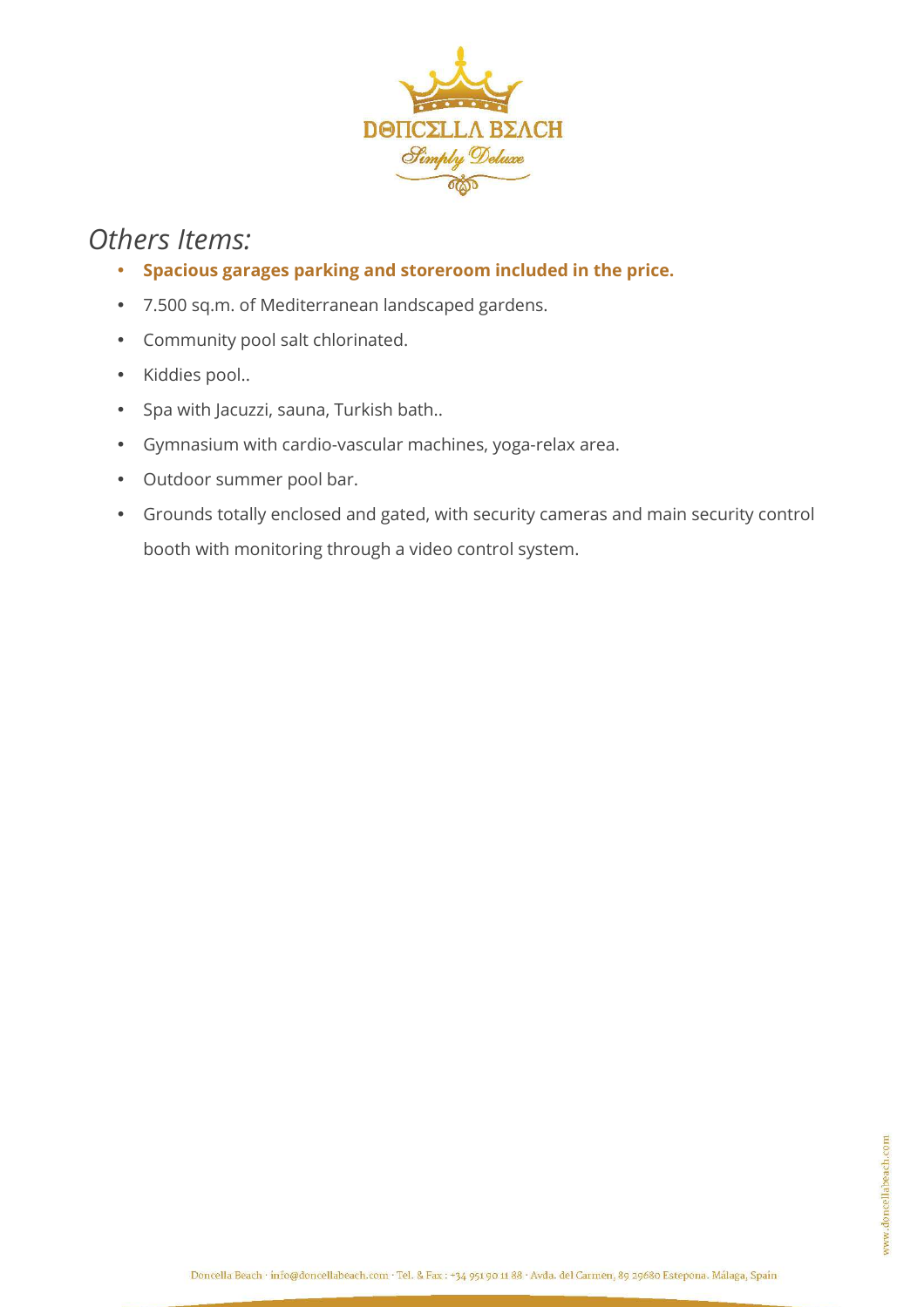## *Others Items:*

- **Spacious garages parking and storeroom included in the price.**
- 7.500 sq.m. of Mediterranean landscaped gardens.
- Community pool salt chlorinated.
- Kiddies pool..
- Spa with Jacuzzi, sauna, Turkish bath..
- Gymnasium with cardio-vascular machines, yoga-relax area.
- Outdoor summer pool bar.
- Grounds totally enclosed and gated, with security cameras and main security control booth with monitoring through a video control system.